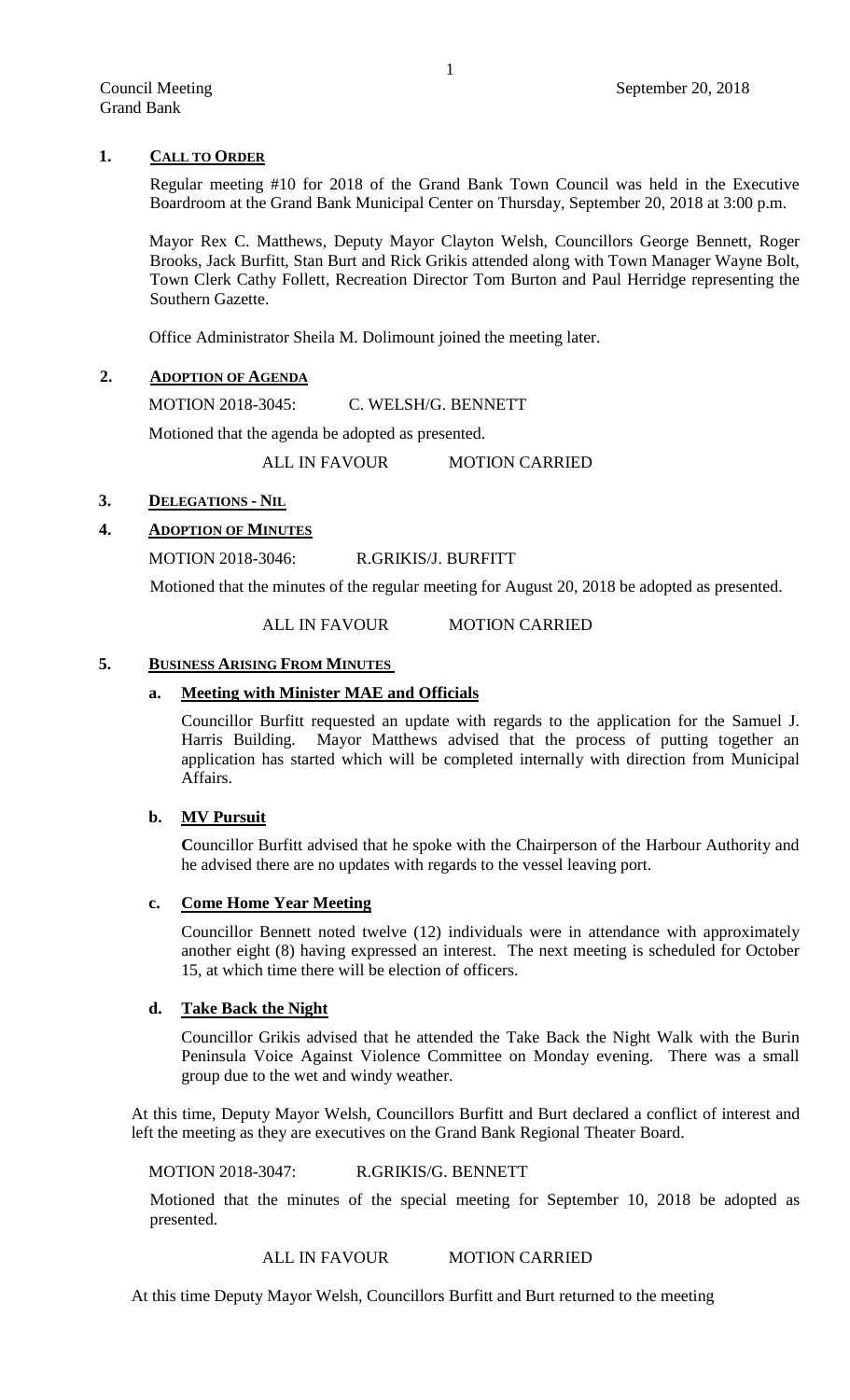Council Meeting
Grand Bank

September 20, 2018

## 1. CALL TO ORDER

Regular meeting #10 for 2018 of the Grand Bank Town Council was held in the Executive Boardroom at the Grand Bank Municipal Center on Thursday, September 20, 2018 at 3:00 p.m.

Mayor Rex C. Matthews, Deputy Mayor Clayton Welsh, Councillors George Bennett, Roger Brooks, Jack Burfitt, Stan Burt and Rick Grikis attended along with Town Manager Wayne Bolt, Town Clerk Cathy Follett, Recreation Director Tom Burton and Paul Herridge representing the Southern Gazette.

Office Administrator Sheila M. Dolimount joined the meeting later.

## 2. ADOPTION OF AGENDA

MOTION 2018-3045: C. WELSH/G. BENNETT

Motioned that the agenda be adopted as presented.

ALL IN FAVOUR MOTION CARRIED

## 3. DELEGATIONS - NIL

## 4. ADOPTION OF MINUTES

MOTION 2018-3046: R.GRIKIS/J. BURFITT

Motioned that the minutes of the regular meeting for August 20, 2018 be adopted as presented.

ALL IN FAVOUR MOTION CARRIED

## 5. BUSINESS ARISING FROM MINUTES

### a. Meeting with Minister MAE and Officials

Councillor Burfitt requested an update with regards to the application for the Samuel J. Harris Building. Mayor Matthews advised that the process of putting together an application has started which will be completed internally with direction from Municipal Affairs.

### b. MV Pursuit

Councillor Burfitt advised that he spoke with the Chairperson of the Harbour Authority and he advised there are no updates with regards to the vessel leaving port.

### c. Come Home Year Meeting

Councillor Bennett noted twelve (12) individuals were in attendance with approximately another eight (8) having expressed an interest. The next meeting is scheduled for October 15, at which time there will be election of officers.

### d. Take Back the Night

Councillor Grikis advised that he attended the Take Back the Night Walk with the Burin Peninsula Voice Against Violence Committee on Monday evening. There was a small group due to the wet and windy weather.

At this time, Deputy Mayor Welsh, Councillors Burfitt and Burt declared a conflict of interest and left the meeting as they are executives on the Grand Bank Regional Theater Board.

MOTION 2018-3047: R.GRIKIS/G. BENNETT

Motioned that the minutes of the special meeting for September 10, 2018 be adopted as presented.

ALL IN FAVOUR MOTION CARRIED

At this time Deputy Mayor Welsh, Councillors Burfitt and Burt returned to the meeting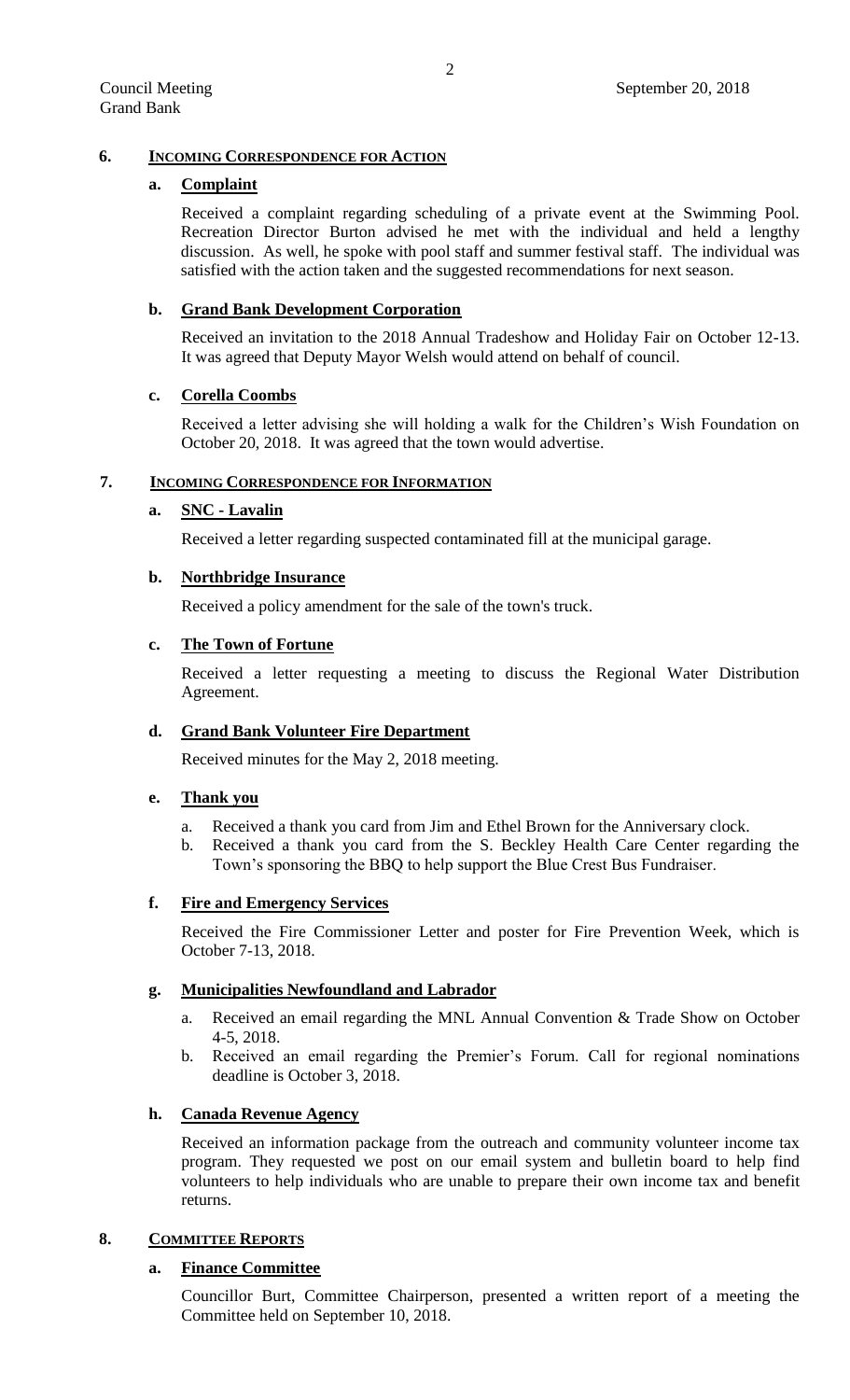## 6. INCOMING CORRESPONDENCE FOR ACTION

### a. Complaint

Received a complaint regarding scheduling of a private event at the Swimming Pool. Recreation Director Burton advised he met with the individual and held a lengthy discussion. As well, he spoke with pool staff and summer festival staff. The individual was satisfied with the action taken and the suggested recommendations for next season.

### b. Grand Bank Development Corporation

Received an invitation to the 2018 Annual Tradeshow and Holiday Fair on October 12-13. It was agreed that Deputy Mayor Welsh would attend on behalf of council.

### c. Corella Coombs

Received a letter advising she will holding a walk for the Children's Wish Foundation on October 20, 2018. It was agreed that the town would advertise.

## 7. INCOMING CORRESPONDENCE FOR INFORMATION

### a. SNC - Lavalin

Received a letter regarding suspected contaminated fill at the municipal garage.

### b. Northbridge Insurance

Received a policy amendment for the sale of the town's truck.

### c. The Town of Fortune

Received a letter requesting a meeting to discuss the Regional Water Distribution Agreement.

### d. Grand Bank Volunteer Fire Department

Received minutes for the May 2, 2018 meeting.

### e. Thank you

a. Received a thank you card from Jim and Ethel Brown for the Anniversary clock.
b. Received a thank you card from the S. Beckley Health Care Center regarding the Town's sponsoring the BBQ to help support the Blue Crest Bus Fundraiser.

### f. Fire and Emergency Services

Received the Fire Commissioner Letter and poster for Fire Prevention Week, which is October 7-13, 2018.

### g. Municipalities Newfoundland and Labrador

a. Received an email regarding the MNL Annual Convention & Trade Show on October 4-5, 2018.
b. Received an email regarding the Premier's Forum. Call for regional nominations deadline is October 3, 2018.

### h. Canada Revenue Agency

Received an information package from the outreach and community volunteer income tax program. They requested we post on our email system and bulletin board to help find volunteers to help individuals who are unable to prepare their own income tax and benefit returns.

## 8. COMMITTEE REPORTS

### a. Finance Committee

Councillor Burt, Committee Chairperson, presented a written report of a meeting the Committee held on September 10, 2018.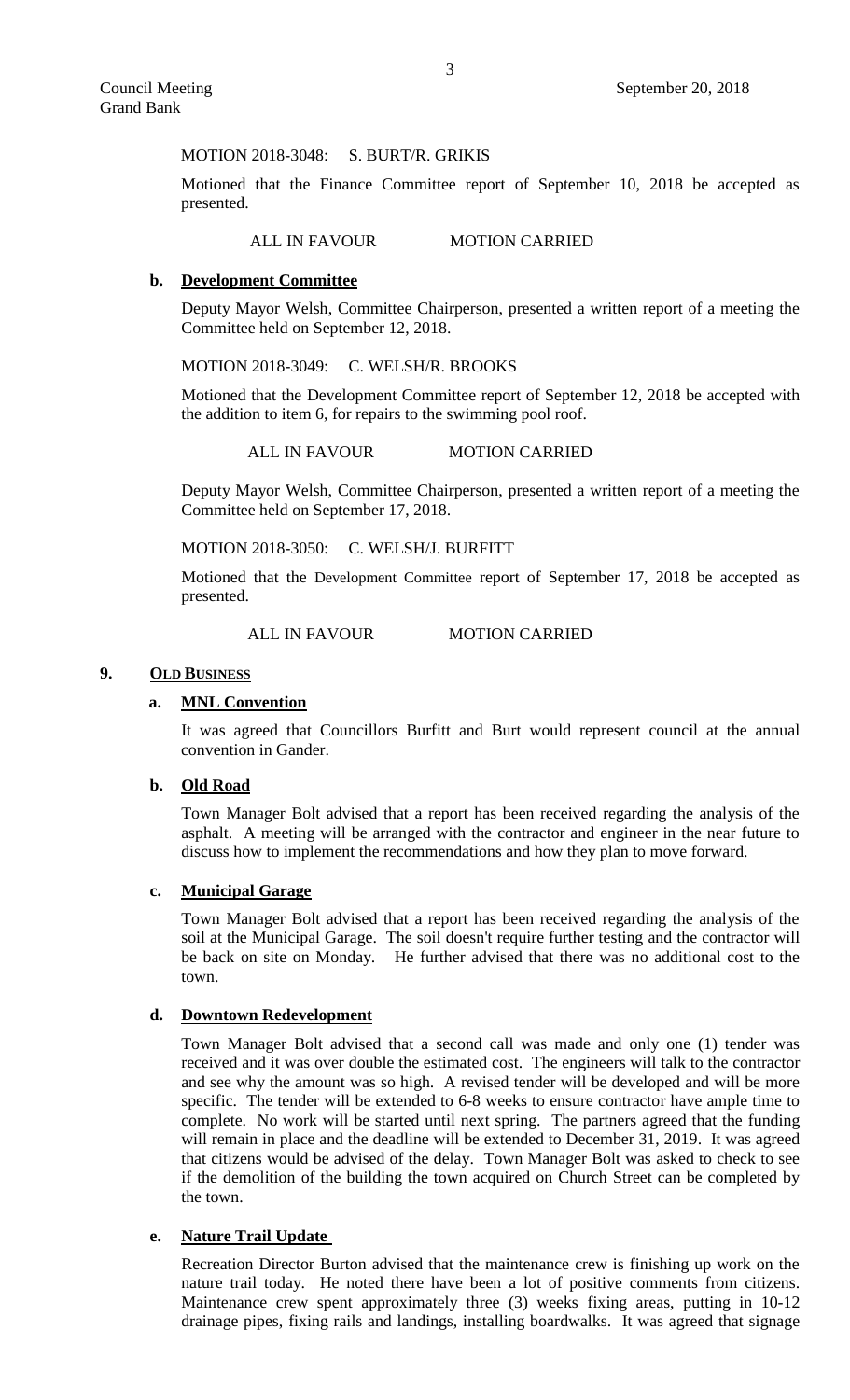MOTION 2018-3048: S. BURT/R. GRIKIS

Motioned that the Finance Committee report of September 10, 2018 be accepted as presented.

ALL IN FAVOUR MOTION CARRIED

**b. Development Committee**

Deputy Mayor Welsh, Committee Chairperson, presented a written report of a meeting the Committee held on September 12, 2018.

MOTION 2018-3049: C. WELSH/R. BROOKS

Motioned that the Development Committee report of September 12, 2018 be accepted with the addition to item 6, for repairs to the swimming pool roof.

ALL IN FAVOUR MOTION CARRIED

Deputy Mayor Welsh, Committee Chairperson, presented a written report of a meeting the Committee held on September 17, 2018.

MOTION 2018-3050: C. WELSH/J. BURFITT

Motioned that the Development Committee report of September 17, 2018 be accepted as presented.

ALL IN FAVOUR MOTION CARRIED

## 9. OLD BUSINESS

**a. MNL Convention**

It was agreed that Councillors Burfitt and Burt would represent council at the annual convention in Gander.

**b. Old Road**

Town Manager Bolt advised that a report has been received regarding the analysis of the asphalt. A meeting will be arranged with the contractor and engineer in the near future to discuss how to implement the recommendations and how they plan to move forward.

**c. Municipal Garage**

Town Manager Bolt advised that a report has been received regarding the analysis of the soil at the Municipal Garage. The soil doesn't require further testing and the contractor will be back on site on Monday. He further advised that there was no additional cost to the town.

**d. Downtown Redevelopment**

Town Manager Bolt advised that a second call was made and only one (1) tender was received and it was over double the estimated cost. The engineers will talk to the contractor and see why the amount was so high. A revised tender will be developed and will be more specific. The tender will be extended to 6-8 weeks to ensure contractor have ample time to complete. No work will be started until next spring. The partners agreed that the funding will remain in place and the deadline will be extended to December 31, 2019. It was agreed that citizens would be advised of the delay. Town Manager Bolt was asked to check to see if the demolition of the building the town acquired on Church Street can be completed by the town.

**e. Nature Trail Update**

Recreation Director Burton advised that the maintenance crew is finishing up work on the nature trail today. He noted there have been a lot of positive comments from citizens. Maintenance crew spent approximately three (3) weeks fixing areas, putting in 10-12 drainage pipes, fixing rails and landings, installing boardwalks. It was agreed that signage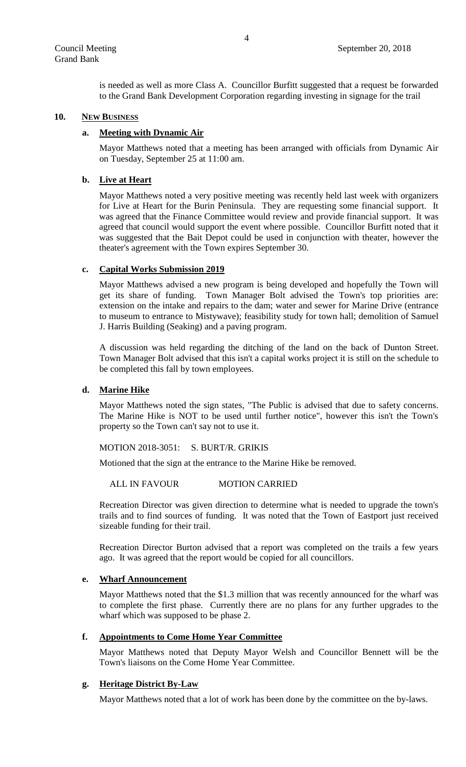is needed as well as more Class A. Councillor Burfitt suggested that a request be forwarded to the Grand Bank Development Corporation regarding investing in signage for the trail

## 10. NEW BUSINESS

### a. Meeting with Dynamic Air

Mayor Matthews noted that a meeting has been arranged with officials from Dynamic Air on Tuesday, September 25 at 11:00 am.

### b. Live at Heart

Mayor Matthews noted a very positive meeting was recently held last week with organizers for Live at Heart for the Burin Peninsula. They are requesting some financial support. It was agreed that the Finance Committee would review and provide financial support. It was agreed that council would support the event where possible. Councillor Burfitt noted that it was suggested that the Bait Depot could be used in conjunction with theater, however the theater's agreement with the Town expires September 30.

### c. Capital Works Submission 2019

Mayor Matthews advised a new program is being developed and hopefully the Town will get its share of funding. Town Manager Bolt advised the Town's top priorities are: extension on the intake and repairs to the dam; water and sewer for Marine Drive (entrance to museum to entrance to Mistywave); feasibility study for town hall; demolition of Samuel J. Harris Building (Seaking) and a paving program.

A discussion was held regarding the ditching of the land on the back of Dunton Street. Town Manager Bolt advised that this isn't a capital works project it is still on the schedule to be completed this fall by town employees.

### d. Marine Hike

Mayor Matthews noted the sign states, "The Public is advised that due to safety concerns. The Marine Hike is NOT to be used until further notice", however this isn't the Town's property so the Town can't say not to use it.

MOTION 2018-3051: S. BURT/R. GRIKIS

Motioned that the sign at the entrance to the Marine Hike be removed.

ALL IN FAVOUR MOTION CARRIED

Recreation Director was given direction to determine what is needed to upgrade the town's trails and to find sources of funding. It was noted that the Town of Eastport just received sizeable funding for their trail.

Recreation Director Burton advised that a report was completed on the trails a few years ago. It was agreed that the report would be copied for all councillors.

### e. Wharf Announcement

Mayor Matthews noted that the $1.3 million that was recently announced for the wharf was to complete the first phase. Currently there are no plans for any further upgrades to the wharf which was supposed to be phase 2.

### f. Appointments to Come Home Year Committee

Mayor Matthews noted that Deputy Mayor Welsh and Councillor Bennett will be the Town's liaisons on the Come Home Year Committee.

### g. Heritage District By-Law

Mayor Matthews noted that a lot of work has been done by the committee on the by-laws.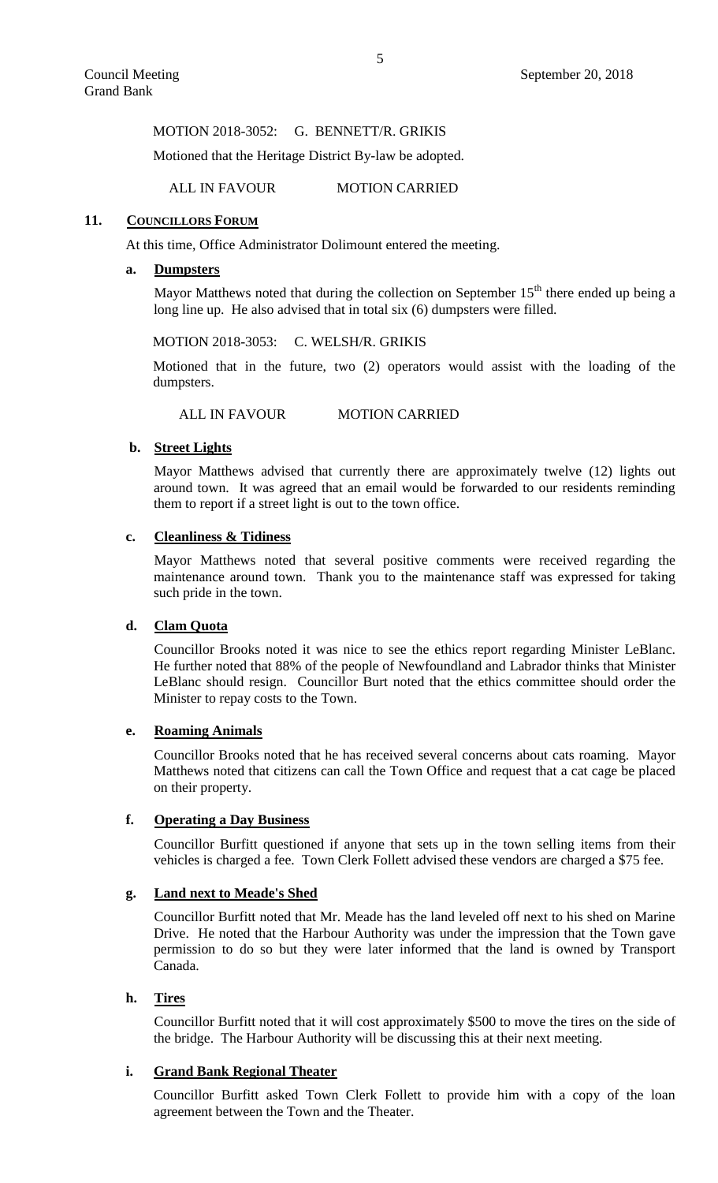MOTION 2018-3052: G. BENNETT/R. GRIKIS

Motioned that the Heritage District By-law be adopted.

ALL IN FAVOUR MOTION CARRIED

## 11. COUNCILLORS FORUM

At this time, Office Administrator Dolimount entered the meeting.

### a. Dumpsters

Mayor Matthews noted that during the collection on September 15th there ended up being a long line up. He also advised that in total six (6) dumpsters were filled.

MOTION 2018-3053: C. WELSH/R. GRIKIS

Motioned that in the future, two (2) operators would assist with the loading of the dumpsters.

ALL IN FAVOUR MOTION CARRIED

### b. Street Lights

Mayor Matthews advised that currently there are approximately twelve (12) lights out around town. It was agreed that an email would be forwarded to our residents reminding them to report if a street light is out to the town office.

### c. Cleanliness & Tidiness

Mayor Matthews noted that several positive comments were received regarding the maintenance around town. Thank you to the maintenance staff was expressed for taking such pride in the town.

### d. Clam Quota

Councillor Brooks noted it was nice to see the ethics report regarding Minister LeBlanc. He further noted that 88% of the people of Newfoundland and Labrador thinks that Minister LeBlanc should resign. Councillor Burt noted that the ethics committee should order the Minister to repay costs to the Town.

### e. Roaming Animals

Councillor Brooks noted that he has received several concerns about cats roaming. Mayor Matthews noted that citizens can call the Town Office and request that a cat cage be placed on their property.

### f. Operating a Day Business

Councillor Burfitt questioned if anyone that sets up in the town selling items from their vehicles is charged a fee. Town Clerk Follett advised these vendors are charged a $75 fee.

### g. Land next to Meade's Shed

Councillor Burfitt noted that Mr. Meade has the land leveled off next to his shed on Marine Drive. He noted that the Harbour Authority was under the impression that the Town gave permission to do so but they were later informed that the land is owned by Transport Canada.

### h. Tires

Councillor Burfitt noted that it will cost approximately $500 to move the tires on the side of the bridge. The Harbour Authority will be discussing this at their next meeting.

### i. Grand Bank Regional Theater

Councillor Burfitt asked Town Clerk Follett to provide him with a copy of the loan agreement between the Town and the Theater.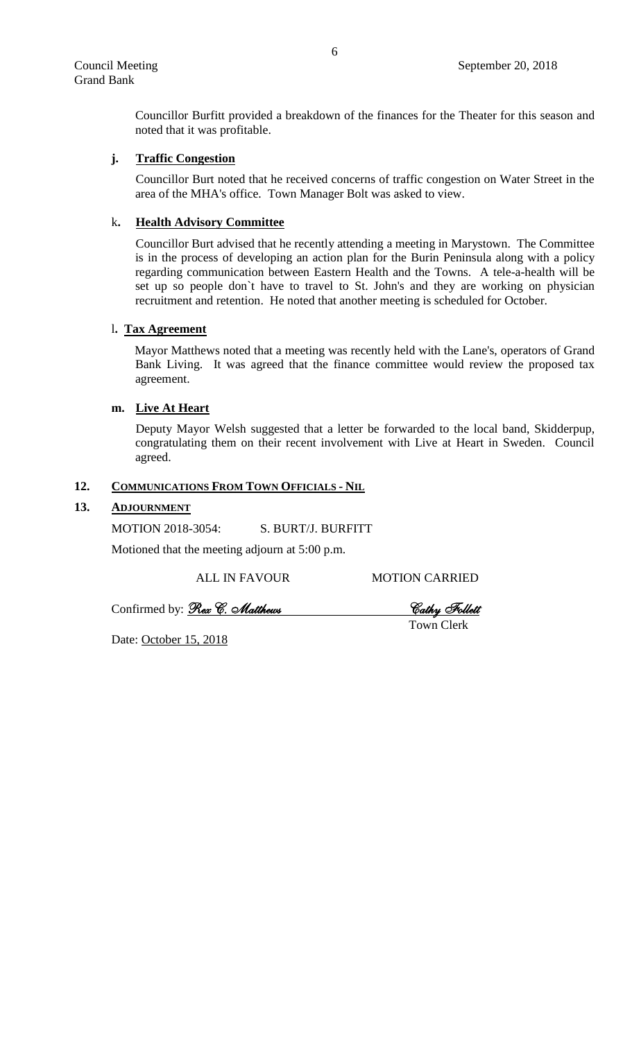Councillor Burfitt provided a breakdown of the finances for the Theater for this season and noted that it was profitable.

**j. Traffic Congestion**

Councillor Burt noted that he received concerns of traffic congestion on Water Street in the area of the MHA's office. Town Manager Bolt was asked to view.

**k. Health Advisory Committee**

Councillor Burt advised that he recently attending a meeting in Marystown. The Committee is in the process of developing an action plan for the Burin Peninsula along with a policy regarding communication between Eastern Health and the Towns. A tele-a-health will be set up so people don`t have to travel to St. John's and they are working on physician recruitment and retention. He noted that another meeting is scheduled for October.

**l. Tax Agreement**

Mayor Matthews noted that a meeting was recently held with the Lane's, operators of Grand Bank Living. It was agreed that the finance committee would review the proposed tax agreement.

**m. Live At Heart**

Deputy Mayor Welsh suggested that a letter be forwarded to the local band, Skidderpup, congratulating them on their recent involvement with Live at Heart in Sweden. Council agreed.

## 12. COMMUNICATIONS FROM TOWN OFFICIALS - NIL

## 13. ADJOURNMENT

MOTION 2018-3054: S. BURT/J. BURFITT

Motioned that the meeting adjourn at 5:00 p.m.

ALL IN FAVOUR MOTION CARRIED

Confirmed by: *Rex C. Matthews* *Cathy Follett*

Town Clerk

Date: October 15, 2018